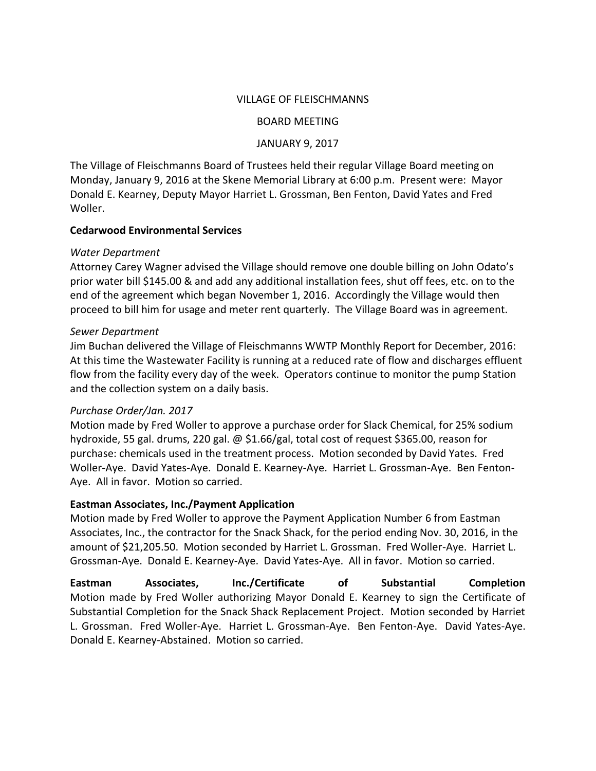VILLAGE OF FLEISCHMANNS

BOARD MEETING

JANUARY 9, 2017

The Village of Fleischmanns Board of Trustees held their regular Village Board meeting on Monday, January 9, 2016 at the Skene Memorial Library at 6:00 p.m. Present were: Mayor Donald E. Kearney, Deputy Mayor Harriet L. Grossman, Ben Fenton, David Yates and Fred Woller.

**Cedarwood Environmental Services**

*Water Department*
Attorney Carey Wagner advised the Village should remove one double billing on John Odato's prior water bill $145.00 & and add any additional installation fees, shut off fees, etc. on to the end of the agreement which began November 1, 2016. Accordingly the Village would then proceed to bill him for usage and meter rent quarterly. The Village Board was in agreement.

*Sewer Department*
Jim Buchan delivered the Village of Fleischmanns WWTP Monthly Report for December, 2016: At this time the Wastewater Facility is running at a reduced rate of flow and discharges effluent flow from the facility every day of the week. Operators continue to monitor the pump Station and the collection system on a daily basis.

*Purchase Order/Jan. 2017*
Motion made by Fred Woller to approve a purchase order for Slack Chemical, for 25% sodium hydroxide, 55 gal. drums, 220 gal. @ $1.66/gal, total cost of request $365.00, reason for purchase: chemicals used in the treatment process. Motion seconded by David Yates. Fred Woller-Aye. David Yates-Aye. Donald E. Kearney-Aye. Harriet L. Grossman-Aye. Ben Fenton-Aye. All in favor. Motion so carried.

**Eastman Associates, Inc./Payment Application**
Motion made by Fred Woller to approve the Payment Application Number 6 from Eastman Associates, Inc., the contractor for the Snack Shack, for the period ending Nov. 30, 2016, in the amount of $21,205.50. Motion seconded by Harriet L. Grossman. Fred Woller-Aye. Harriet L. Grossman-Aye. Donald E. Kearney-Aye. David Yates-Aye. All in favor. Motion so carried.

**Eastman Associates, Inc./Certificate of Substantial Completion**
Motion made by Fred Woller authorizing Mayor Donald E. Kearney to sign the Certificate of Substantial Completion for the Snack Shack Replacement Project. Motion seconded by Harriet L. Grossman. Fred Woller-Aye. Harriet L. Grossman-Aye. Ben Fenton-Aye. David Yates-Aye. Donald E. Kearney-Abstained. Motion so carried.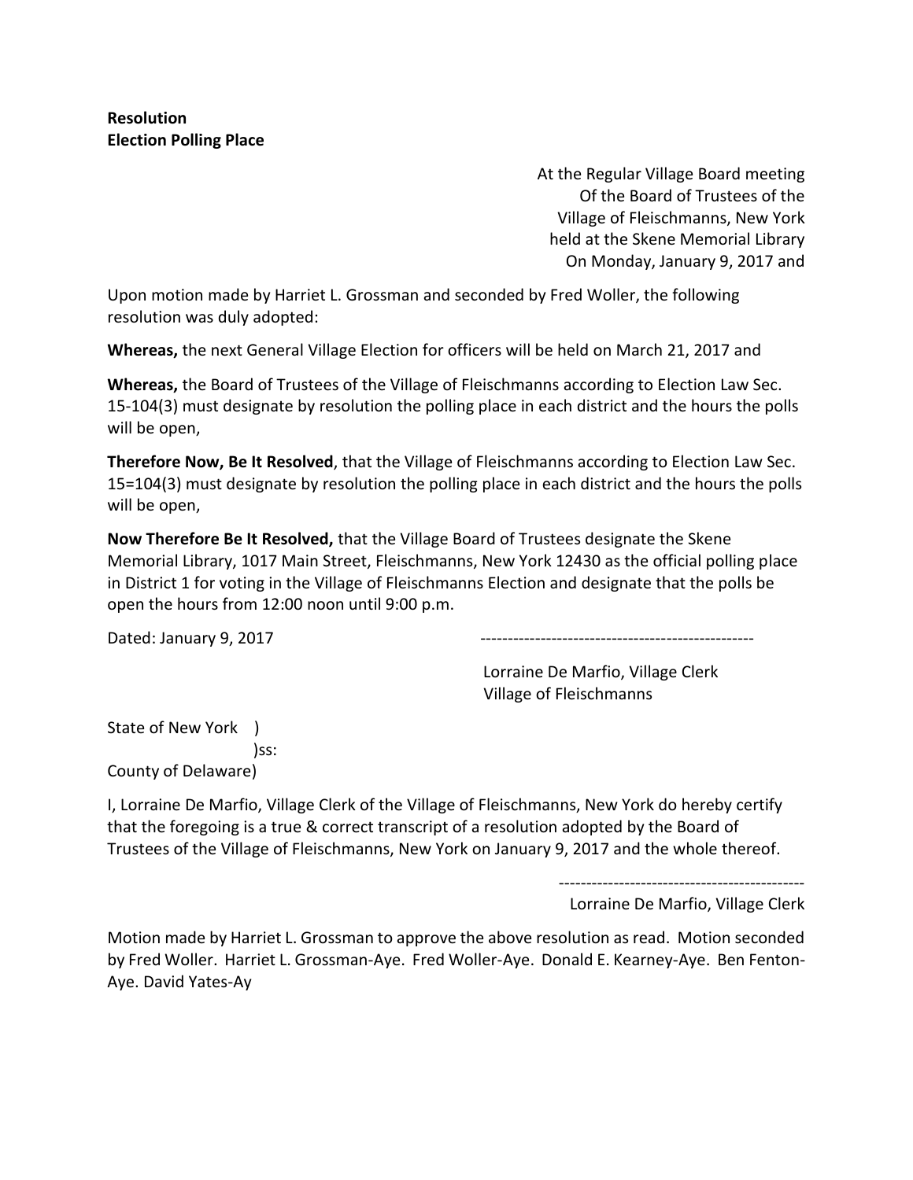**Resolution**
**Election Polling Place**

At the Regular Village Board meeting
Of the Board of Trustees of the
Village of Fleischmanns, New York
held at the Skene Memorial Library
On Monday, January 9, 2017 and

Upon motion made by Harriet L. Grossman and seconded by Fred Woller, the following resolution was duly adopted:

**Whereas,** the next General Village Election for officers will be held on March 21, 2017 and

**Whereas,** the Board of Trustees of the Village of Fleischmanns according to Election Law Sec. 15-104(3) must designate by resolution the polling place in each district and the hours the polls will be open,

**Therefore Now, Be It Resolved**, that the Village of Fleischmanns according to Election Law Sec. 15=104(3) must designate by resolution the polling place in each district and the hours the polls will be open,

**Now Therefore Be It Resolved,** that the Village Board of Trustees designate the Skene Memorial Library, 1017 Main Street, Fleischmanns, New York 12430 as the official polling place in District 1 for voting in the Village of Fleischmanns Election and designate that the polls be open the hours from 12:00 noon until 9:00 p.m.

Dated: January 9, 2017

---------------------------------------------------

Lorraine De Marfio, Village Clerk
Village of Fleischmanns

State of New York )
)ss:
County of Delaware)

I, Lorraine De Marfio, Village Clerk of the Village of Fleischmanns, New York do hereby certify that the foregoing is a true & correct transcript of a resolution adopted by the Board of Trustees of the Village of Fleischmanns, New York on January 9, 2017 and the whole thereof.

---------------------------------------------

Lorraine De Marfio, Village Clerk

Motion made by Harriet L. Grossman to approve the above resolution as read. Motion seconded by Fred Woller. Harriet L. Grossman-Aye. Fred Woller-Aye. Donald E. Kearney-Aye. Ben Fenton-Aye. David Yates-Ay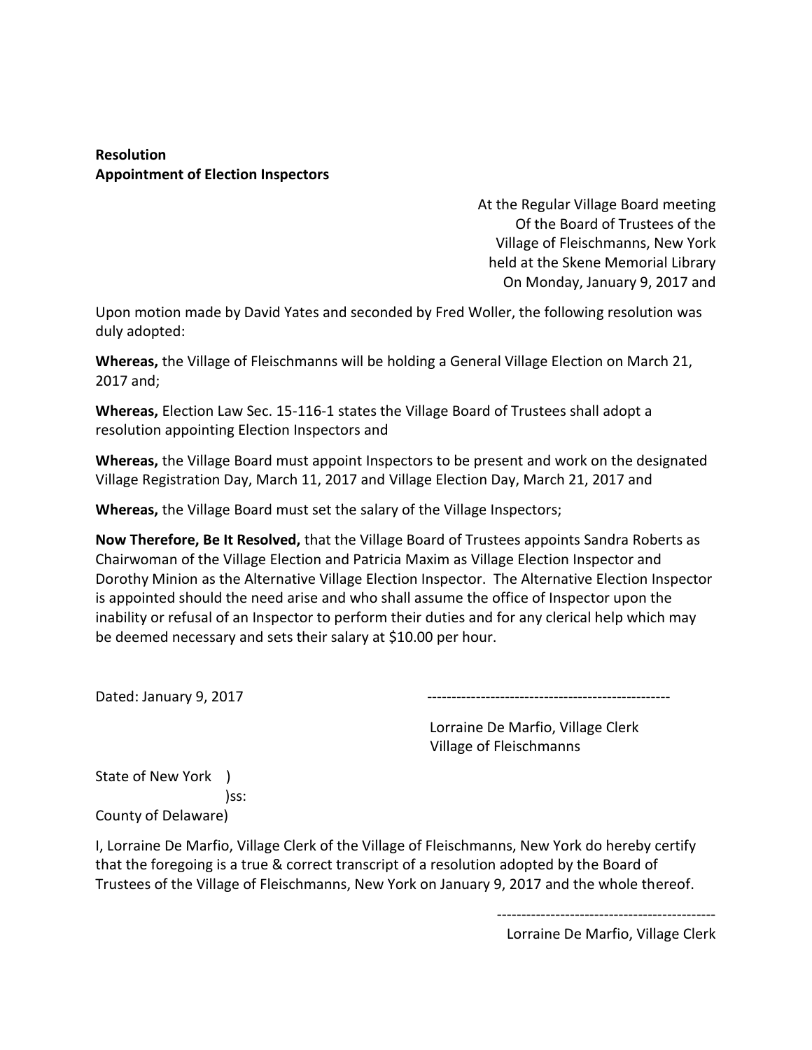**Resolution**
**Appointment of Election Inspectors**

At the Regular Village Board meeting
Of the Board of Trustees of the
Village of Fleischmanns, New York
held at the Skene Memorial Library
On Monday, January 9, 2017 and

Upon motion made by David Yates and seconded by Fred Woller, the following resolution was duly adopted:

**Whereas,** the Village of Fleischmanns will be holding a General Village Election on March 21, 2017 and;

**Whereas,** Election Law Sec. 15-116-1 states the Village Board of Trustees shall adopt a resolution appointing Election Inspectors and

**Whereas,** the Village Board must appoint Inspectors to be present and work on the designated Village Registration Day, March 11, 2017 and Village Election Day, March 21, 2017 and

**Whereas,** the Village Board must set the salary of the Village Inspectors;

**Now Therefore, Be It Resolved,** that the Village Board of Trustees appoints Sandra Roberts as Chairwoman of the Village Election and Patricia Maxim as Village Election Inspector and Dorothy Minion as the Alternative Village Election Inspector. The Alternative Election Inspector is appointed should the need arise and who shall assume the office of Inspector upon the inability or refusal of an Inspector to perform their duties and for any clerical help which may be deemed necessary and sets their salary at $10.00 per hour.

Dated: January 9, 2017

--------------------------------------------------

Lorraine De Marfio, Village Clerk
Village of Fleischmanns

State of New York )
)ss:
County of Delaware)

I, Lorraine De Marfio, Village Clerk of the Village of Fleischmanns, New York do hereby certify that the foregoing is a true & correct transcript of a resolution adopted by the Board of Trustees of the Village of Fleischmanns, New York on January 9, 2017 and the whole thereof.

---------------------------------------------

Lorraine De Marfio, Village Clerk